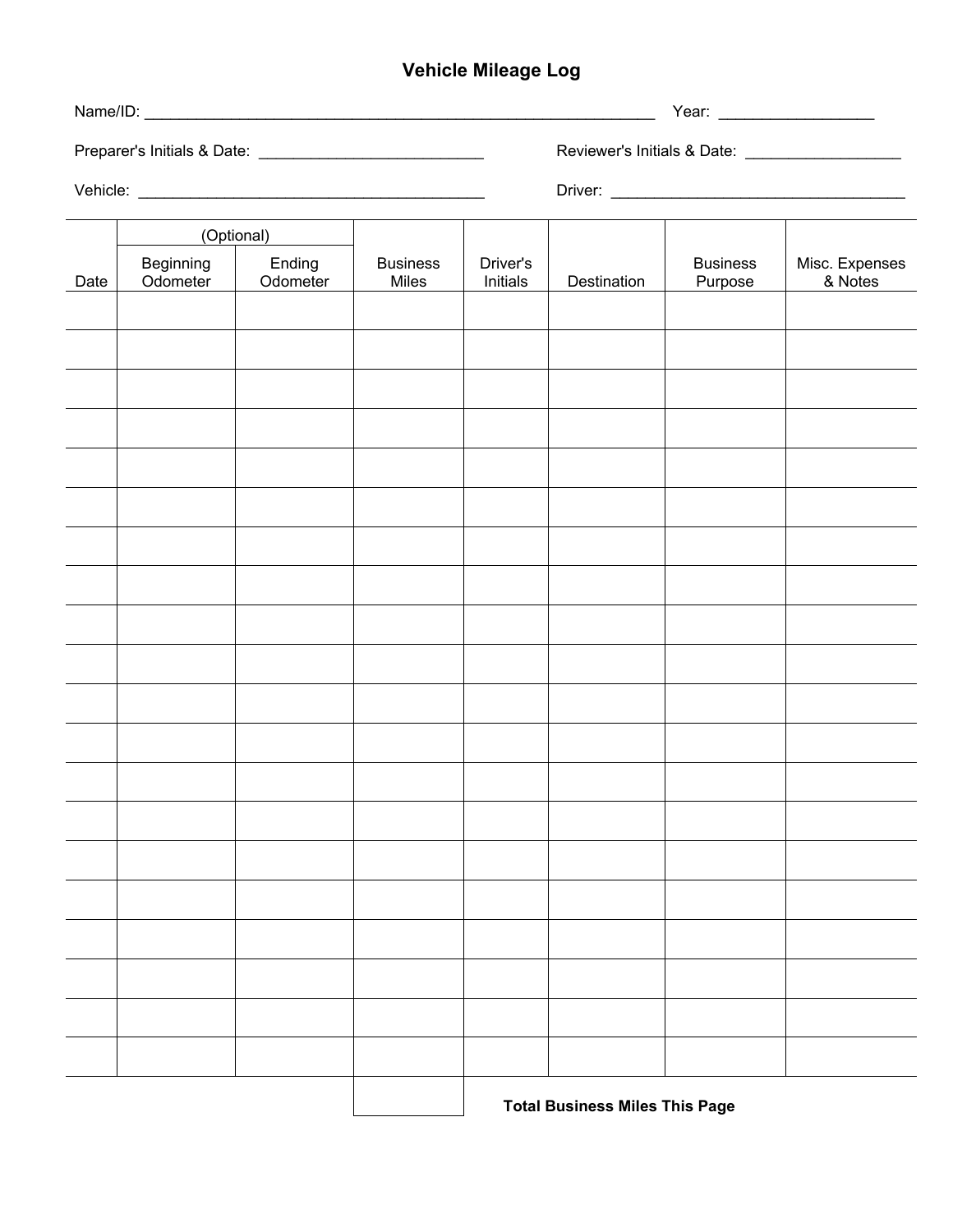# Vehicle Mileage Log

Name/ID: ____________________________________________________________ Year: __________________

Preparer's Initials & Date: __________________________ Reviewer's Initials & Date: __________________

Vehicle: ________________________________________ Driver: __________________________________

| | (Optional) | | | | | | |
|---|---|---|---|---|---|---|---|
| Date | Beginning Odometer | Ending Odometer | Business Miles | Driver's Initials | Destination | Business Purpose | Misc. Expenses & Notes |
| | | | | | | | |
| | | | | | | | |
| | | | | | | | |
| | | | | | | | |
| | | | | | | | |
| | | | | | | | |
| | | | | | | | |
| | | | | | | | |
| | | | | | | | |
| | | | | | | | |
| | | | | | | | |
| | | | | | | | |
| | | | | | | | |
| | | | | | | | |
| | | | | | | | |
| | | | | | | | |
| | | | | | | | |
| | | | | | | | |
| | | | | | | | |
| | | | | | | | |
| | | | | **Total Business Miles This Page** | | |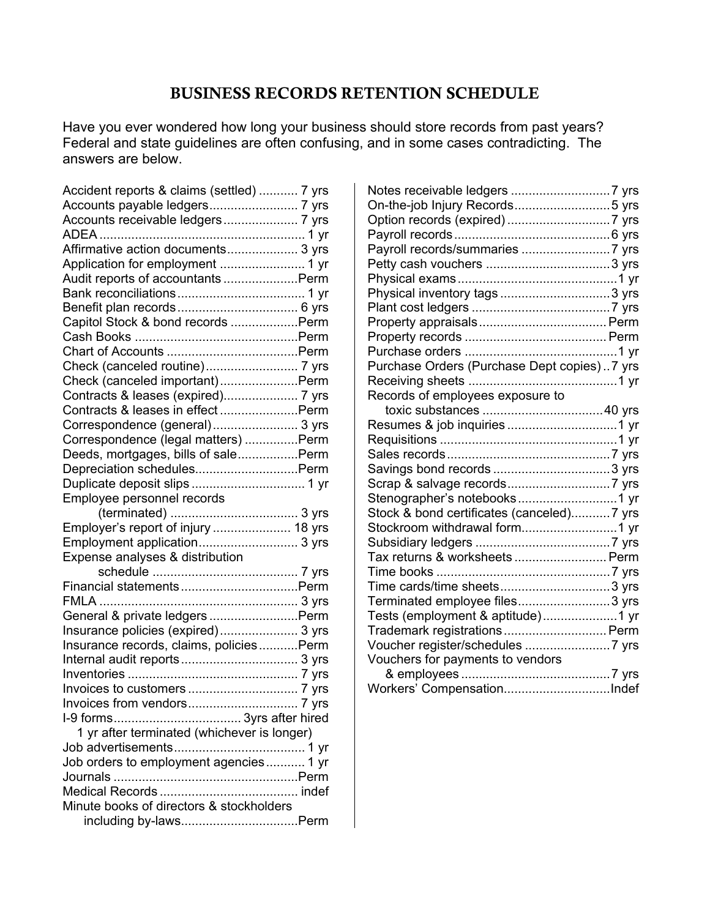# BUSINESS RECORDS RETENTION SCHEDULE

Have you ever wondered how long your business should store records from past years? Federal and state guidelines are often confusing, and in some cases contradicting. The answers are below.

Accident reports & claims (settled) ........... 7 yrs
Accounts payable ledgers......................... 7 yrs
Accounts receivable ledgers..................... 7 yrs
ADEA .......................................................... 1 yr
Affirmative action documents.................... 3 yrs
Application for employment ........................ 1 yr
Audit reports of accountants .....................Perm
Bank reconciliations.................................... 1 yr
Benefit plan records.................................. 6 yrs
Capitol Stock & bond records ...................Perm
Cash Books ..............................................Perm
Chart of Accounts .....................................Perm
Check (canceled routine).......................... 7 yrs
Check (canceled important)......................Perm
Contracts & leases (expired)..................... 7 yrs
Contracts & leases in effect ......................Perm
Correspondence (general)........................ 3 yrs
Correspondence (legal matters) ...............Perm
Deeds, mortgages, bills of sale.................Perm
Depreciation schedules.............................Perm
Duplicate deposit slips ................................ 1 yr
Employee personnel records
(terminated) .................................... 3 yrs
Employer's report of injury ...................... 18 yrs
Employment application............................ 3 yrs
Expense analyses & distribution
schedule ......................................... 7 yrs
Financial statements.................................Perm
FMLA ........................................................ 3 yrs
General & private ledgers .........................Perm
Insurance policies (expired)...................... 3 yrs
Insurance records, claims, policies...........Perm
Internal audit reports ................................. 3 yrs
Inventories ................................................ 7 yrs
Invoices to customers ............................... 7 yrs
Invoices from vendors............................... 7 yrs
I-9 forms.................................... 3yrs after hired
1 yr after terminated (whichever is longer)
Job advertisements..................................... 1 yr
Job orders to employment agencies........... 1 yr
Journals ....................................................Perm
Medical Records ....................................... indef
Minute books of directors & stockholders
including by-laws................................Perm

Notes receivable ledgers ............................7 yrs
On-the-job Injury Records...........................5 yrs
Option records (expired) .............................7 yrs
Payroll records............................................6 yrs
Payroll records/summaries .........................7 yrs
Petty cash vouchers ...................................3 yrs
Physical exams.............................................1 yr
Physical inventory tags ...............................3 yrs
Plant cost ledgers .......................................7 yrs
Property appraisals.................................... Perm
Property records ........................................ Perm
Purchase orders ...........................................1 yr
Purchase Orders (Purchase Dept copies) ..7 yrs
Receiving sheets ..........................................1 yr
Records of employees exposure to
toxic substances ..................................40 yrs
Resumes & job inquiries ...............................1 yr
Requisitions ..................................................1 yr
Sales records.............................................7 yrs
Savings bond records .................................3 yrs
Scrap & salvage records.............................7 yrs
Stenographer's notebooks............................1 yr
Stock & bond certificates (canceled)...........7 yrs
Stockroom withdrawal form...........................1 yr
Subsidiary ledgers ......................................7 yrs
Tax returns & worksheets .......................... Perm
Time books .................................................7 yrs
Time cards/time sheets...............................3 yrs
Terminated employee files..........................3 yrs
Tests (employment & aptitude).....................1 yr
Trademark registrations ............................. Perm
Voucher register/schedules ........................7 yrs
Vouchers for payments to vendors
& employees ..........................................7 yrs
Workers' Compensation..............................Indef